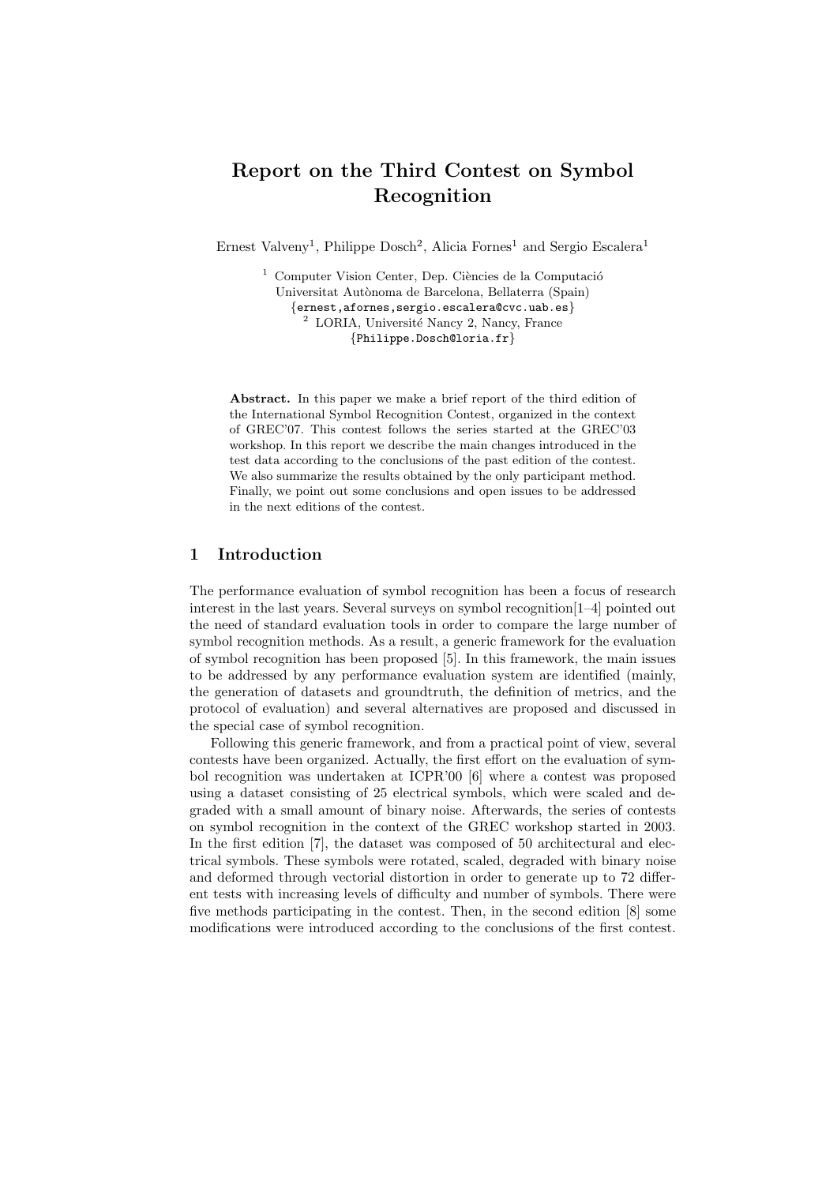# Report on the Third Contest on Symbol Recognition

Ernest Valveny[1], Philippe Dosch[2], Alicia Fornes[1] and Sergio Escalera[1]

[1] Computer Vision Center, Dep. Ciències de la Computació
Universitat Autònoma de Barcelona, Bellaterra (Spain)
{ernest,afornes,sergio.escalera@cvc.uab.es}
[2] LORIA, Université Nancy 2, Nancy, France
{Philippe.Dosch@loria.fr}

**Abstract.** In this paper we make a brief report of the third edition of the International Symbol Recognition Contest, organized in the context of GREC'07. This contest follows the series started at the GREC'03 workshop. In this report we describe the main changes introduced in the test data according to the conclusions of the past edition of the contest. We also summarize the results obtained by the only participant method. Finally, we point out some conclusions and open issues to be addressed in the next editions of the contest.

## 1 Introduction

The performance evaluation of symbol recognition has been a focus of research interest in the last years. Several surveys on symbol recognition[1–4] pointed out the need of standard evaluation tools in order to compare the large number of symbol recognition methods. As a result, a generic framework for the evaluation of symbol recognition has been proposed [5]. In this framework, the main issues to be addressed by any performance evaluation system are identified (mainly, the generation of datasets and groundtruth, the definition of metrics, and the protocol of evaluation) and several alternatives are proposed and discussed in the special case of symbol recognition.

Following this generic framework, and from a practical point of view, several contests have been organized. Actually, the first effort on the evaluation of symbol recognition was undertaken at ICPR'00 [6] where a contest was proposed using a dataset consisting of 25 electrical symbols, which were scaled and degraded with a small amount of binary noise. Afterwards, the series of contests on symbol recognition in the context of the GREC workshop started in 2003. In the first edition [7], the dataset was composed of 50 architectural and electrical symbols. These symbols were rotated, scaled, degraded with binary noise and deformed through vectorial distortion in order to generate up to 72 different tests with increasing levels of difficulty and number of symbols. There were five methods participating in the contest. Then, in the second edition [8] some modifications were introduced according to the conclusions of the first contest.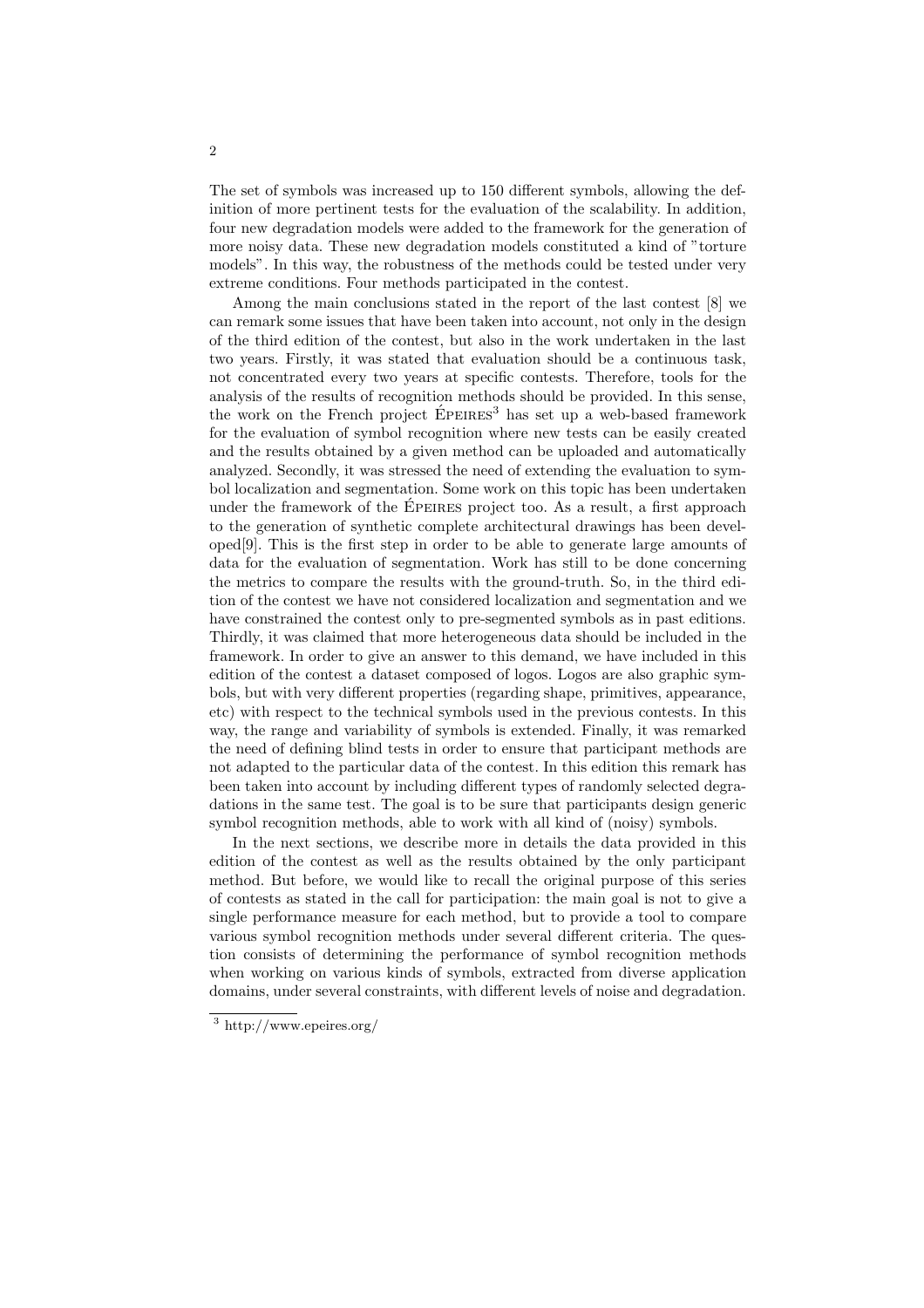The set of symbols was increased up to 150 different symbols, allowing the definition of more pertinent tests for the evaluation of the scalability. In addition, four new degradation models were added to the framework for the generation of more noisy data. These new degradation models constituted a kind of "torture models". In this way, the robustness of the methods could be tested under very extreme conditions. Four methods participated in the contest.

Among the main conclusions stated in the report of the last contest [8] we can remark some issues that have been taken into account, not only in the design of the third edition of the contest, but also in the work undertaken in the last two years. Firstly, it was stated that evaluation should be a continuous task, not concentrated every two years at specific contests. Therefore, tools for the analysis of the results of recognition methods should be provided. In this sense, the work on the French project ÉPEIRES[3] has set up a web-based framework for the evaluation of symbol recognition where new tests can be easily created and the results obtained by a given method can be uploaded and automatically analyzed. Secondly, it was stressed the need of extending the evaluation to symbol localization and segmentation. Some work on this topic has been undertaken under the framework of the ÉPEIRES project too. As a result, a first approach to the generation of synthetic complete architectural drawings has been developed[9]. This is the first step in order to be able to generate large amounts of data for the evaluation of segmentation. Work has still to be done concerning the metrics to compare the results with the ground-truth. So, in the third edition of the contest we have not considered localization and segmentation and we have constrained the contest only to pre-segmented symbols as in past editions. Thirdly, it was claimed that more heterogeneous data should be included in the framework. In order to give an answer to this demand, we have included in this edition of the contest a dataset composed of logos. Logos are also graphic symbols, but with very different properties (regarding shape, primitives, appearance, etc) with respect to the technical symbols used in the previous contests. In this way, the range and variability of symbols is extended. Finally, it was remarked the need of defining blind tests in order to ensure that participant methods are not adapted to the particular data of the contest. In this edition this remark has been taken into account by including different types of randomly selected degradations in the same test. The goal is to be sure that participants design generic symbol recognition methods, able to work with all kind of (noisy) symbols.

In the next sections, we describe more in details the data provided in this edition of the contest as well as the results obtained by the only participant method. But before, we would like to recall the original purpose of this series of contests as stated in the call for participation: the main goal is not to give a single performance measure for each method, but to provide a tool to compare various symbol recognition methods under several different criteria. The question consists of determining the performance of symbol recognition methods when working on various kinds of symbols, extracted from diverse application domains, under several constraints, with different levels of noise and degradation.

[3] http://www.epeires.org/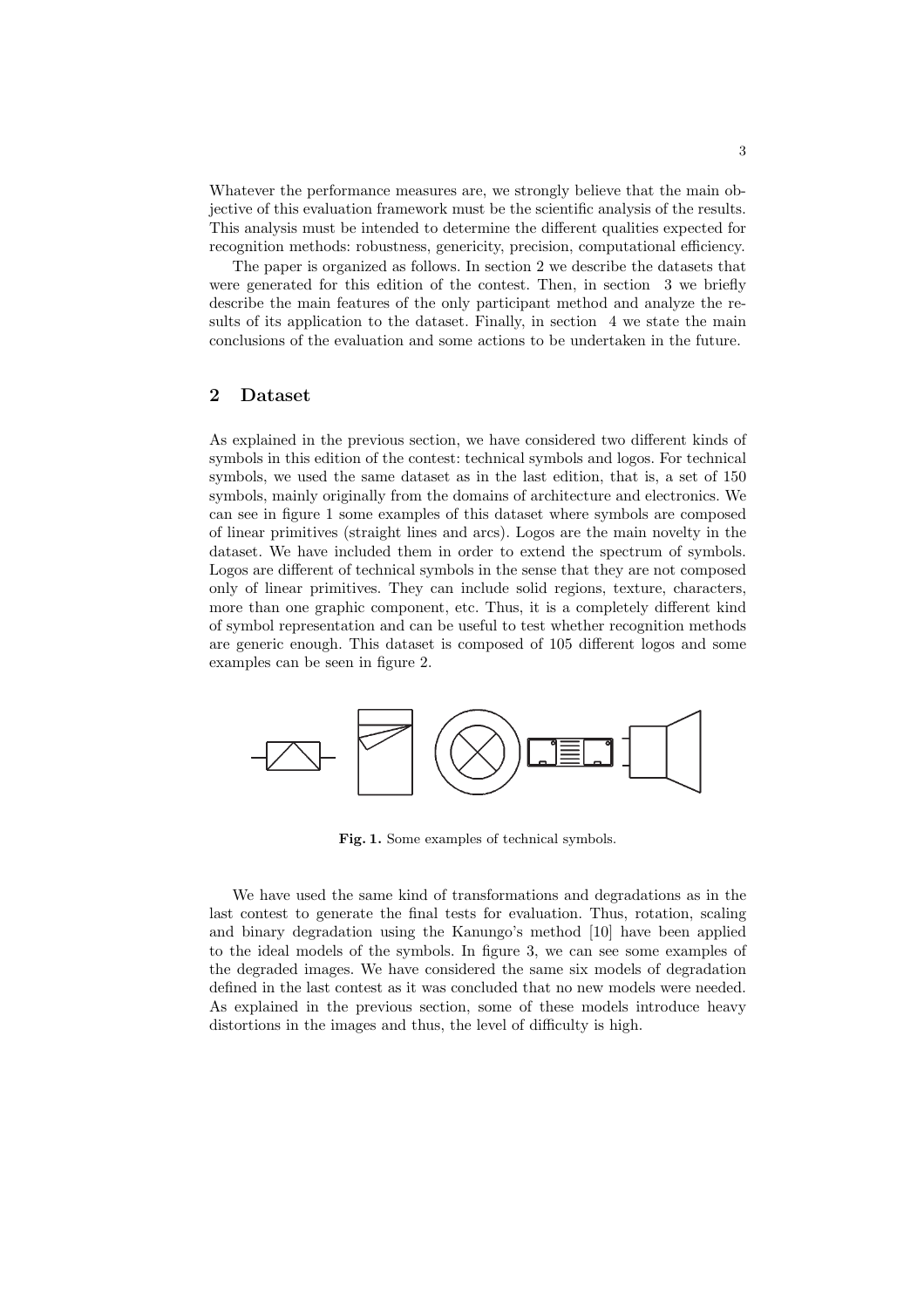Whatever the performance measures are, we strongly believe that the main objective of this evaluation framework must be the scientific analysis of the results. This analysis must be intended to determine the different qualities expected for recognition methods: robustness, genericity, precision, computational efficiency.

The paper is organized as follows. In section 2 we describe the datasets that were generated for this edition of the contest. Then, in section 3 we briefly describe the main features of the only participant method and analyze the results of its application to the dataset. Finally, in section 4 we state the main conclusions of the evaluation and some actions to be undertaken in the future.

## 2 Dataset

As explained in the previous section, we have considered two different kinds of symbols in this edition of the contest: technical symbols and logos. For technical symbols, we used the same dataset as in the last edition, that is, a set of 150 symbols, mainly originally from the domains of architecture and electronics. We can see in figure 1 some examples of this dataset where symbols are composed of linear primitives (straight lines and arcs). Logos are the main novelty in the dataset. We have included them in order to extend the spectrum of symbols. Logos are different of technical symbols in the sense that they are not composed only of linear primitives. They can include solid regions, texture, characters, more than one graphic component, etc. Thus, it is a completely different kind of symbol representation and can be useful to test whether recognition methods are generic enough. This dataset is composed of 105 different logos and some examples can be seen in figure 2.

**Fig. 1.** Some examples of technical symbols.

We have used the same kind of transformations and degradations as in the last contest to generate the final tests for evaluation. Thus, rotation, scaling and binary degradation using the Kanungo's method [10] have been applied to the ideal models of the symbols. In figure 3, we can see some examples of the degraded images. We have considered the same six models of degradation defined in the last contest as it was concluded that no new models were needed. As explained in the previous section, some of these models introduce heavy distortions in the images and thus, the level of difficulty is high.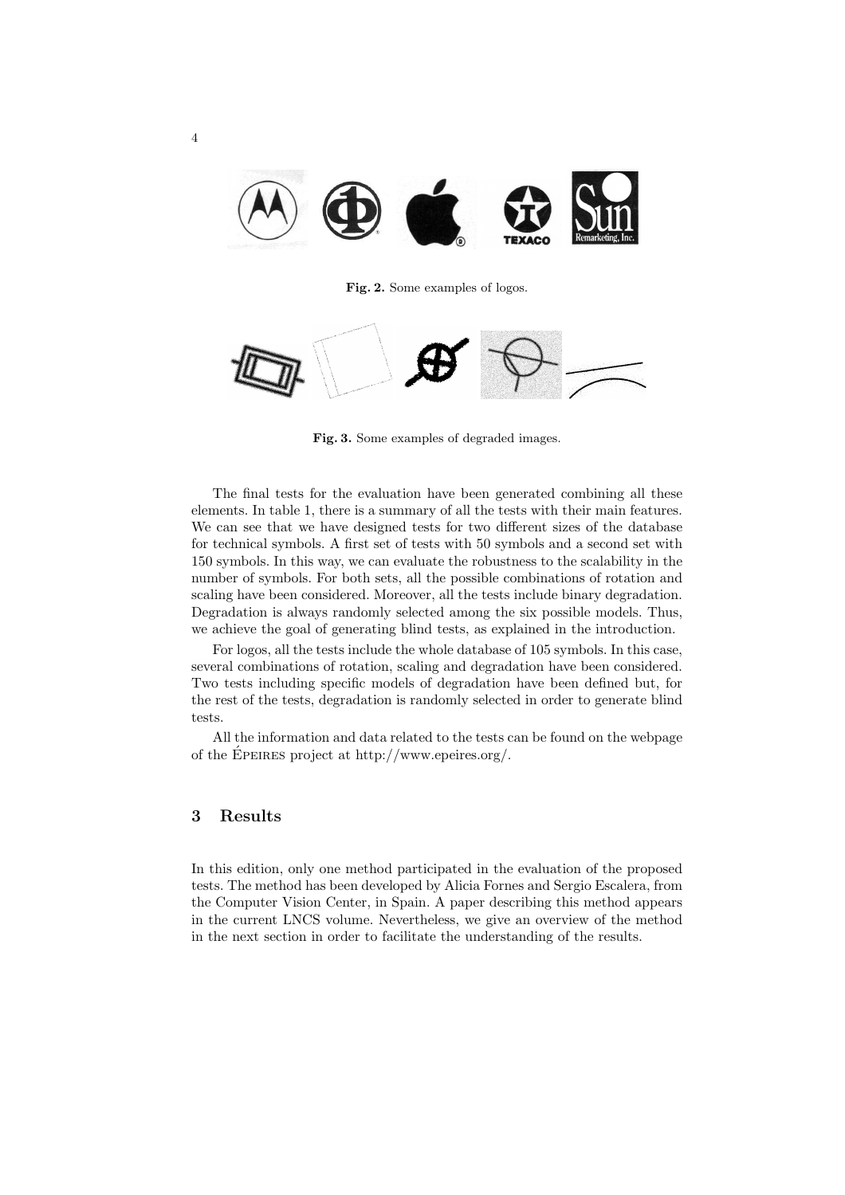Fig. 2. Some examples of logos.

Fig. 3. Some examples of degraded images.

The final tests for the evaluation have been generated combining all these elements. In table 1, there is a summary of all the tests with their main features. We can see that we have designed tests for two different sizes of the database for technical symbols. A first set of tests with 50 symbols and a second set with 150 symbols. In this way, we can evaluate the robustness to the scalability in the number of symbols. For both sets, all the possible combinations of rotation and scaling have been considered. Moreover, all the tests include binary degradation. Degradation is always randomly selected among the six possible models. Thus, we achieve the goal of generating blind tests, as explained in the introduction.

For logos, all the tests include the whole database of 105 symbols. In this case, several combinations of rotation, scaling and degradation have been considered. Two tests including specific models of degradation have been defined but, for the rest of the tests, degradation is randomly selected in order to generate blind tests.

All the information and data related to the tests can be found on the webpage of the Épeires project at http://www.epeires.org/.

## 3 Results

In this edition, only one method participated in the evaluation of the proposed tests. The method has been developed by Alicia Fornes and Sergio Escalera, from the Computer Vision Center, in Spain. A paper describing this method appears in the current LNCS volume. Nevertheless, we give an overview of the method in the next section in order to facilitate the understanding of the results.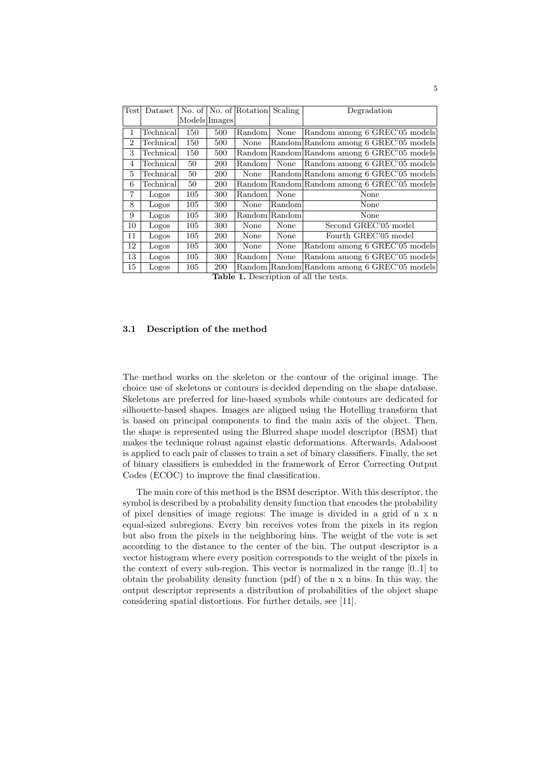| Test | Dataset | No. of Models | No. of Images | Rotation | Scaling | Degradation |
|---|---|---|---|---|---|---|
| 1 | Technical | 150 | 500 | Random | None | Random among 6 GREC'05 models |
| 2 | Technical | 150 | 500 | None | Random | Random among 6 GREC'05 models |
| 3 | Technical | 150 | 500 | Random | Random | Random among 6 GREC'05 models |
| 4 | Technical | 50 | 200 | Random | None | Random among 6 GREC'05 models |
| 5 | Technical | 50 | 200 | None | Random | Random among 6 GREC'05 models |
| 6 | Technical | 50 | 200 | Random | Random | Random among 6 GREC'05 models |
| 7 | Logos | 105 | 300 | Random | None | None |
| 8 | Logos | 105 | 300 | None | Random | None |
| 9 | Logos | 105 | 300 | Random | Random | None |
| 10 | Logos | 105 | 300 | None | None | Second GREC'05 model |
| 11 | Logos | 105 | 200 | None | None | Fourth GREC'05 model |
| 12 | Logos | 105 | 300 | None | None | Random among 6 GREC'05 models |
| 13 | Logos | 105 | 300 | Random | None | Random among 6 GREC'05 models |
| 15 | Logos | 105 | 200 | Random | Random | Random among 6 GREC'05 models |

**Table 1.** Description of all the tests.

### 3.1 Description of the method

The method works on the skeleton or the contour of the original image. The choice use of skeletons or contours is decided depending on the shape database. Skeletons are preferred for line-based symbols while contours are dedicated for silhouette-based shapes. Images are aligned using the Hotelling transform that is based on principal components to find the main axis of the object. Then, the shape is represented using the Blurred shape model descriptor (BSM) that makes the technique robust against elastic deformations. Afterwards, Adaboost is applied to each pair of classes to train a set of binary classifiers. Finally, the set of binary classifiers is embedded in the framework of Error Correcting Output Codes (ECOC) to improve the final classification.

The main core of this method is the BSM descriptor. With this descriptor, the symbol is described by a probability density function that encodes the probability of pixel densities of image regions: The image is divided in a grid of n x n equal-sized subregions. Every bin receives votes from the pixels in its region but also from the pixels in the neighboring bins. The weight of the vote is set according to the distance to the center of the bin. The output descriptor is a vector histogram where every position corresponds to the weight of the pixels in the context of every sub-region. This vector is normalized in the range [0..1] to obtain the probability density function (pdf) of the n x n bins. In this way, the output descriptor represents a distribution of probabilities of the object shape considering spatial distortions. For further details, see [11].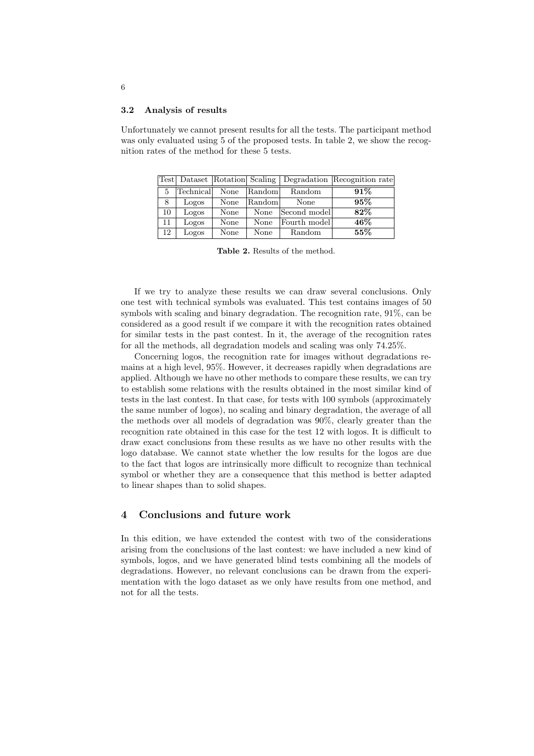### 3.2 Analysis of results

Unfortunately we cannot present results for all the tests. The participant method was only evaluated using 5 of the proposed tests. In table 2, we show the recognition rates of the method for these 5 tests.

| Test | Dataset | Rotation | Scaling | Degradation | Recognition rate |
|---|---|---|---|---|---|
| 5 | Technical | None | Random | Random | **91%** |
| 8 | Logos | None | Random | None | **95%** |
| 10 | Logos | None | None | Second model | **82%** |
| 11 | Logos | None | None | Fourth model | **46%** |
| 12 | Logos | None | None | Random | **55%** |

**Table 2.** Results of the method.

If we try to analyze these results we can draw several conclusions. Only one test with technical symbols was evaluated. This test contains images of 50 symbols with scaling and binary degradation. The recognition rate, 91%, can be considered as a good result if we compare it with the recognition rates obtained for similar tests in the past contest. In it, the average of the recognition rates for all the methods, all degradation models and scaling was only 74.25%.

Concerning logos, the recognition rate for images without degradations remains at a high level, 95%. However, it decreases rapidly when degradations are applied. Although we have no other methods to compare these results, we can try to establish some relations with the results obtained in the most similar kind of tests in the last contest. In that case, for tests with 100 symbols (approximately the same number of logos), no scaling and binary degradation, the average of all the methods over all models of degradation was 90%, clearly greater than the recognition rate obtained in this case for the test 12 with logos. It is difficult to draw exact conclusions from these results as we have no other results with the logo database. We cannot state whether the low results for the logos are due to the fact that logos are intrinsically more difficult to recognize than technical symbol or whether they are a consequence that this method is better adapted to linear shapes than to solid shapes.

## 4 Conclusions and future work

In this edition, we have extended the contest with two of the considerations arising from the conclusions of the last contest: we have included a new kind of symbols, logos, and we have generated blind tests combining all the models of degradations. However, no relevant conclusions can be drawn from the experimentation with the logo dataset as we only have results from one method, and not for all the tests.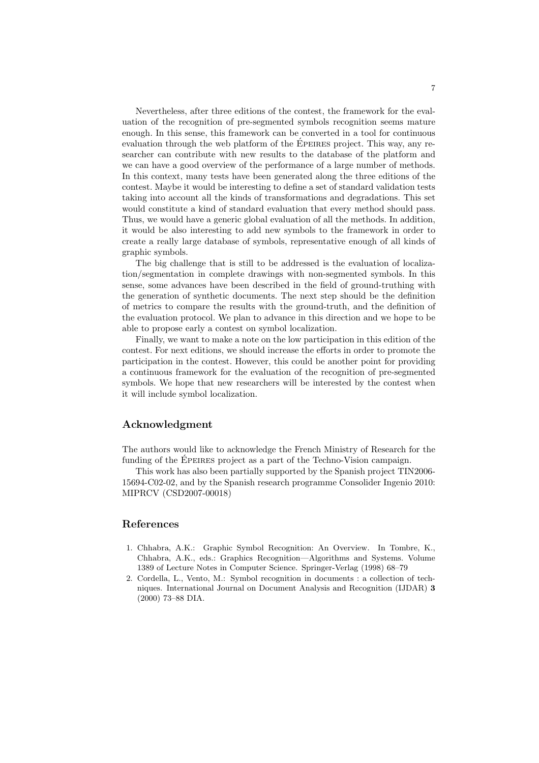Nevertheless, after three editions of the contest, the framework for the evaluation of the recognition of pre-segmented symbols recognition seems mature enough. In this sense, this framework can be converted in a tool for continuous evaluation through the web platform of the ÉPEIRES project. This way, any researcher can contribute with new results to the database of the platform and we can have a good overview of the performance of a large number of methods. In this context, many tests have been generated along the three editions of the contest. Maybe it would be interesting to define a set of standard validation tests taking into account all the kinds of transformations and degradations. This set would constitute a kind of standard evaluation that every method should pass. Thus, we would have a generic global evaluation of all the methods. In addition, it would be also interesting to add new symbols to the framework in order to create a really large database of symbols, representative enough of all kinds of graphic symbols.

The big challenge that is still to be addressed is the evaluation of localization/segmentation in complete drawings with non-segmented symbols. In this sense, some advances have been described in the field of ground-truthing with the generation of synthetic documents. The next step should be the definition of metrics to compare the results with the ground-truth, and the definition of the evaluation protocol. We plan to advance in this direction and we hope to be able to propose early a contest on symbol localization.

Finally, we want to make a note on the low participation in this edition of the contest. For next editions, we should increase the efforts in order to promote the participation in the contest. However, this could be another point for providing a continuous framework for the evaluation of the recognition of pre-segmented symbols. We hope that new researchers will be interested by the contest when it will include symbol localization.

## Acknowledgment

The authors would like to acknowledge the French Ministry of Research for the funding of the ÉPEIRES project as a part of the Techno-Vision campaign.

This work has also been partially supported by the Spanish project TIN2006-15694-C02-02, and by the Spanish research programme Consolider Ingenio 2010: MIPRCV (CSD2007-00018)

## References

1. Chhabra, A.K.: Graphic Symbol Recognition: An Overview. In Tombre, K., Chhabra, A.K., eds.: Graphics Recognition—Algorithms and Systems. Volume 1389 of Lecture Notes in Computer Science. Springer-Verlag (1998) 68–79
2. Cordella, L., Vento, M.: Symbol recognition in documents : a collection of techniques. International Journal on Document Analysis and Recognition (IJDAR) **3** (2000) 73–88 DIA.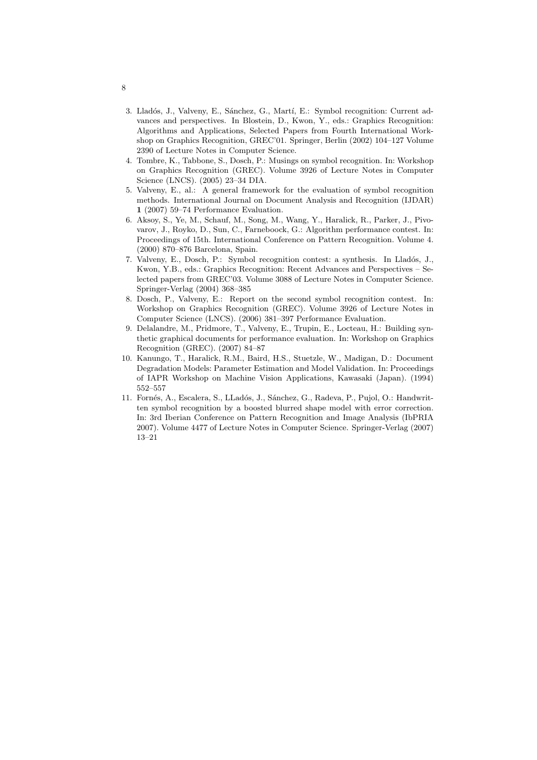3. Lladós, J., Valveny, E., Sánchez, G., Martí, E.: Symbol recognition: Current advances and perspectives. In Blostein, D., Kwon, Y., eds.: Graphics Recognition: Algorithms and Applications, Selected Papers from Fourth International Workshop on Graphics Recognition, GREC'01. Springer, Berlin (2002) 104–127 Volume 2390 of Lecture Notes in Computer Science.
4. Tombre, K., Tabbone, S., Dosch, P.: Musings on symbol recognition. In: Workshop on Graphics Recognition (GREC). Volume 3926 of Lecture Notes in Computer Science (LNCS). (2005) 23–34 DIA.
5. Valveny, E., al.: A general framework for the evaluation of symbol recognition methods. International Journal on Document Analysis and Recognition (IJDAR) **1** (2007) 59–74 Performance Evaluation.
6. Aksoy, S., Ye, M., Schauf, M., Song, M., Wang, Y., Haralick, R., Parker, J., Pivovarov, J., Royko, D., Sun, C., Farneboock, G.: Algorithm performance contest. In: Proceedings of 15th. International Conference on Pattern Recognition. Volume 4. (2000) 870–876 Barcelona, Spain.
7. Valveny, E., Dosch, P.: Symbol recognition contest: a synthesis. In Lladós, J., Kwon, Y.B., eds.: Graphics Recognition: Recent Advances and Perspectives – Selected papers from GREC'03. Volume 3088 of Lecture Notes in Computer Science. Springer-Verlag (2004) 368–385
8. Dosch, P., Valveny, E.: Report on the second symbol recognition contest. In: Workshop on Graphics Recognition (GREC). Volume 3926 of Lecture Notes in Computer Science (LNCS). (2006) 381–397 Performance Evaluation.
9. Delalandre, M., Pridmore, T., Valveny, E., Trupin, E., Locteau, H.: Building synthetic graphical documents for performance evaluation. In: Workshop on Graphics Recognition (GREC). (2007) 84–87
10. Kanungo, T., Haralick, R.M., Baird, H.S., Stuetzle, W., Madigan, D.: Document Degradation Models: Parameter Estimation and Model Validation. In: Proceedings of IAPR Workshop on Machine Vision Applications, Kawasaki (Japan). (1994) 552–557
11. Fornés, A., Escalera, S., LLadós, J., Sánchez, G., Radeva, P., Pujol, O.: Handwritten symbol recognition by a boosted blurred shape model with error correction. In: 3rd Iberian Conference on Pattern Recognition and Image Analysis (IbPRIA 2007). Volume 4477 of Lecture Notes in Computer Science. Springer-Verlag (2007) 13–21